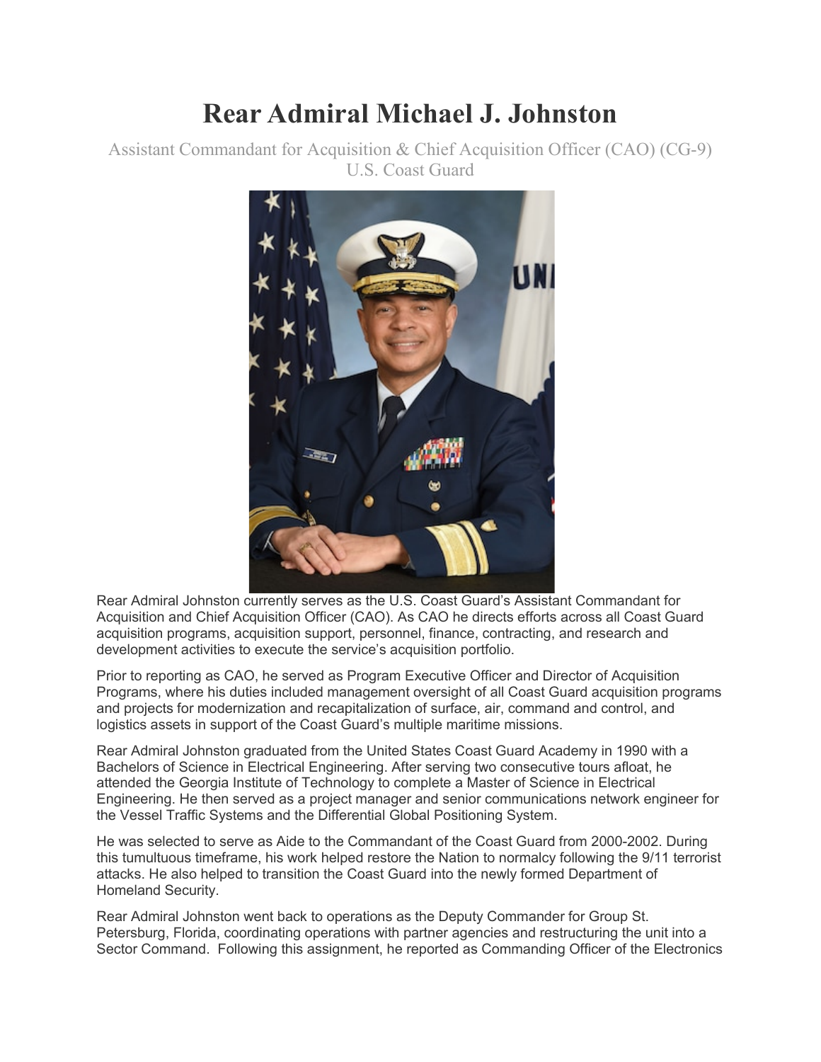# Rear Admiral Michael J. Johnston

Assistant Commandant for Acquisition & Chief Acquisition Officer (CAO) (CG-9)
U.S. Coast Guard

Rear Admiral Johnston currently serves as the U.S. Coast Guard's Assistant Commandant for Acquisition and Chief Acquisition Officer (CAO). As CAO he directs efforts across all Coast Guard acquisition programs, acquisition support, personnel, finance, contracting, and research and development activities to execute the service's acquisition portfolio.

Prior to reporting as CAO, he served as Program Executive Officer and Director of Acquisition Programs, where his duties included management oversight of all Coast Guard acquisition programs and projects for modernization and recapitalization of surface, air, command and control, and logistics assets in support of the Coast Guard's multiple maritime missions.

Rear Admiral Johnston graduated from the United States Coast Guard Academy in 1990 with a Bachelors of Science in Electrical Engineering. After serving two consecutive tours afloat, he attended the Georgia Institute of Technology to complete a Master of Science in Electrical Engineering. He then served as a project manager and senior communications network engineer for the Vessel Traffic Systems and the Differential Global Positioning System.

He was selected to serve as Aide to the Commandant of the Coast Guard from 2000-2002. During this tumultuous timeframe, his work helped restore the Nation to normalcy following the 9/11 terrorist attacks. He also helped to transition the Coast Guard into the newly formed Department of Homeland Security.

Rear Admiral Johnston went back to operations as the Deputy Commander for Group St. Petersburg, Florida, coordinating operations with partner agencies and restructuring the unit into a Sector Command. Following this assignment, he reported as Commanding Officer of the Electronics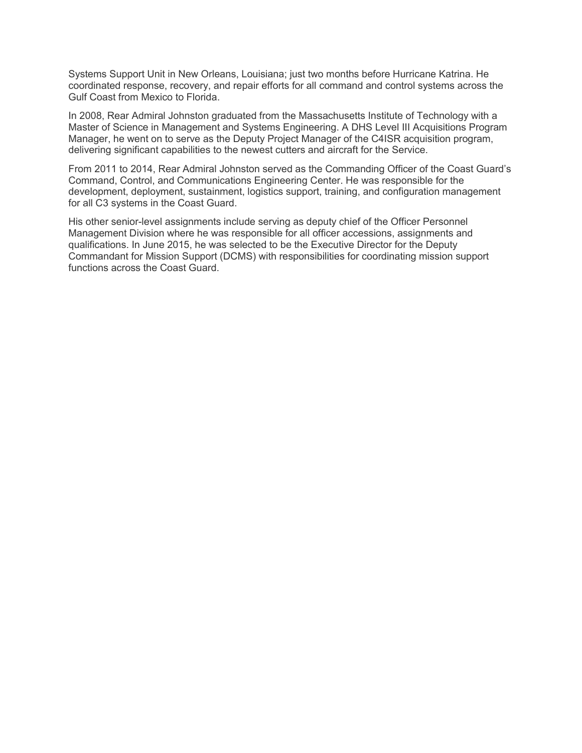Systems Support Unit in New Orleans, Louisiana; just two months before Hurricane Katrina. He coordinated response, recovery, and repair efforts for all command and control systems across the Gulf Coast from Mexico to Florida.

In 2008, Rear Admiral Johnston graduated from the Massachusetts Institute of Technology with a Master of Science in Management and Systems Engineering. A DHS Level III Acquisitions Program Manager, he went on to serve as the Deputy Project Manager of the C4ISR acquisition program, delivering significant capabilities to the newest cutters and aircraft for the Service.

From 2011 to 2014, Rear Admiral Johnston served as the Commanding Officer of the Coast Guard's Command, Control, and Communications Engineering Center. He was responsible for the development, deployment, sustainment, logistics support, training, and configuration management for all C3 systems in the Coast Guard.

His other senior-level assignments include serving as deputy chief of the Officer Personnel Management Division where he was responsible for all officer accessions, assignments and qualifications. In June 2015, he was selected to be the Executive Director for the Deputy Commandant for Mission Support (DCMS) with responsibilities for coordinating mission support functions across the Coast Guard.